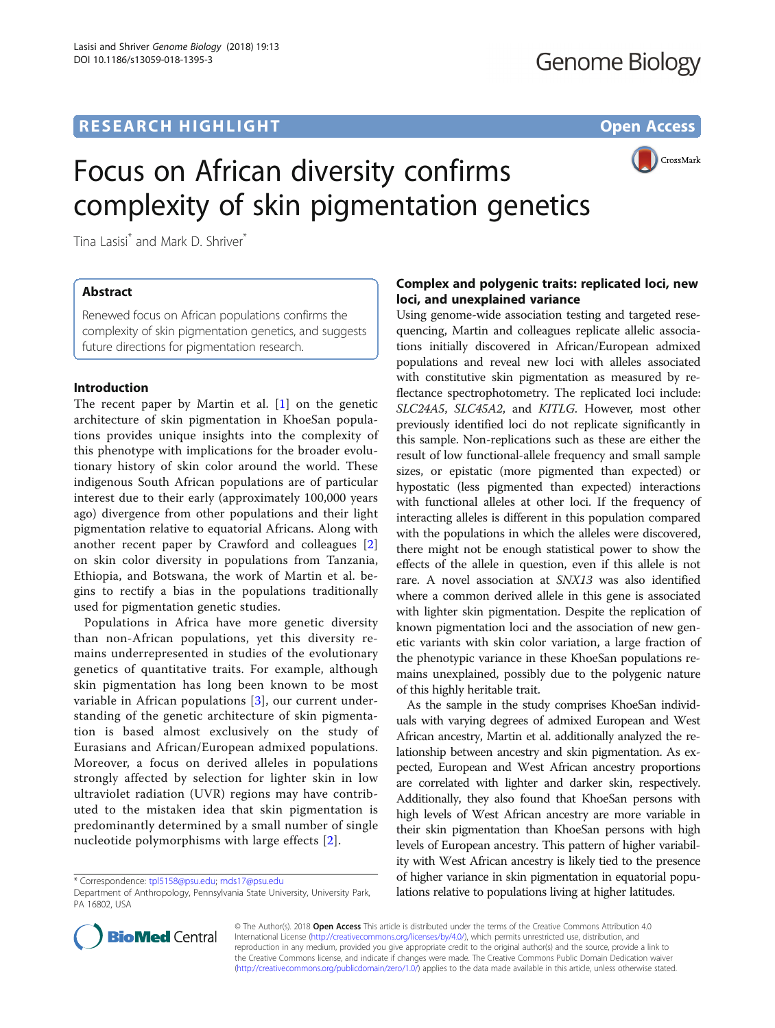RESEARCH HIGHLIGHT

Open Access

# Focus on African diversity confirms complexity of skin pigmentation genetics

Tina Lasisi* and Mark D. Shriver*

## Abstract

Renewed focus on African populations confirms the complexity of skin pigmentation genetics, and suggests future directions for pigmentation research.

## Introduction

The recent paper by Martin et al. [1] on the genetic architecture of skin pigmentation in KhoeSan populations provides unique insights into the complexity of this phenotype with implications for the broader evolutionary history of skin color around the world. These indigenous South African populations are of particular interest due to their early (approximately 100,000 years ago) divergence from other populations and their light pigmentation relative to equatorial Africans. Along with another recent paper by Crawford and colleagues [2] on skin color diversity in populations from Tanzania, Ethiopia, and Botswana, the work of Martin et al. begins to rectify a bias in the populations traditionally used for pigmentation genetic studies.

Populations in Africa have more genetic diversity than non-African populations, yet this diversity remains underrepresented in studies of the evolutionary genetics of quantitative traits. For example, although skin pigmentation has long been known to be most variable in African populations [3], our current understanding of the genetic architecture of skin pigmentation is based almost exclusively on the study of Eurasians and African/European admixed populations. Moreover, a focus on derived alleles in populations strongly affected by selection for lighter skin in low ultraviolet radiation (UVR) regions may have contributed to the mistaken idea that skin pigmentation is predominantly determined by a small number of single nucleotide polymorphisms with large effects [2].

## Complex and polygenic traits: replicated loci, new loci, and unexplained variance

Using genome-wide association testing and targeted resequencing, Martin and colleagues replicate allelic associations initially discovered in African/European admixed populations and reveal new loci with alleles associated with constitutive skin pigmentation as measured by reflectance spectrophotometry. The replicated loci include: *SLC24A5*, *SLC45A2*, and *KITLG*. However, most other previously identified loci do not replicate significantly in this sample. Non-replications such as these are either the result of low functional-allele frequency and small sample sizes, or epistatic (more pigmented than expected) or hypostatic (less pigmented than expected) interactions with functional alleles at other loci. If the frequency of interacting alleles is different in this population compared with the populations in which the alleles were discovered, there might not be enough statistical power to show the effects of the allele in question, even if this allele is not rare. A novel association at *SNX13* was also identified where a common derived allele in this gene is associated with lighter skin pigmentation. Despite the replication of known pigmentation loci and the association of new genetic variants with skin color variation, a large fraction of the phenotypic variance in these KhoeSan populations remains unexplained, possibly due to the polygenic nature of this highly heritable trait.

As the sample in the study comprises KhoeSan individuals with varying degrees of admixed European and West African ancestry, Martin et al. additionally analyzed the relationship between ancestry and skin pigmentation. As expected, European and West African ancestry proportions are correlated with lighter and darker skin, respectively. Additionally, they also found that KhoeSan persons with high levels of West African ancestry are more variable in their skin pigmentation than KhoeSan persons with high levels of European ancestry. This pattern of higher variability with West African ancestry is likely tied to the presence of higher variance in skin pigmentation in equatorial populations relative to populations living at higher latitudes.

* Correspondence: tpl5158@psu.edu; mds17@psu.edu
Department of Anthropology, Pennsylvania State University, University Park, PA 16802, USA

© The Author(s). 2018 **Open Access** This article is distributed under the terms of the Creative Commons Attribution 4.0 International License (http://creativecommons.org/licenses/by/4.0/), which permits unrestricted use, distribution, and reproduction in any medium, provided you give appropriate credit to the original author(s) and the source, provide a link to the Creative Commons license, and indicate if changes were made. The Creative Commons Public Domain Dedication waiver (http://creativecommons.org/publicdomain/zero/1.0/) applies to the data made available in this article, unless otherwise stated.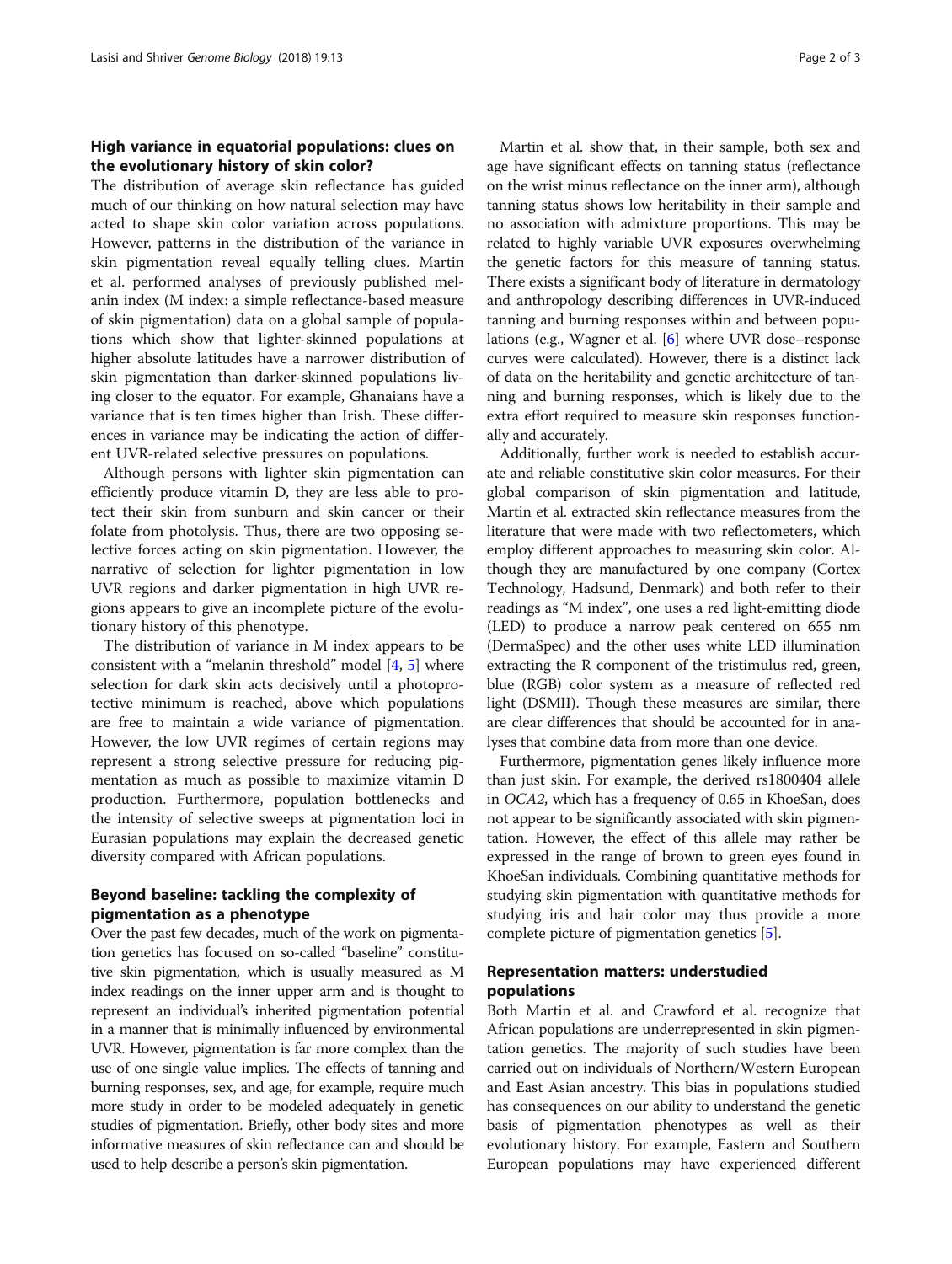## High variance in equatorial populations: clues on the evolutionary history of skin color?

The distribution of average skin reflectance has guided much of our thinking on how natural selection may have acted to shape skin color variation across populations. However, patterns in the distribution of the variance in skin pigmentation reveal equally telling clues. Martin et al. performed analyses of previously published melanin index (M index: a simple reflectance-based measure of skin pigmentation) data on a global sample of populations which show that lighter-skinned populations at higher absolute latitudes have a narrower distribution of skin pigmentation than darker-skinned populations living closer to the equator. For example, Ghanaians have a variance that is ten times higher than Irish. These differences in variance may be indicating the action of different UVR-related selective pressures on populations.

Although persons with lighter skin pigmentation can efficiently produce vitamin D, they are less able to protect their skin from sunburn and skin cancer or their folate from photolysis. Thus, there are two opposing selective forces acting on skin pigmentation. However, the narrative of selection for lighter pigmentation in low UVR regions and darker pigmentation in high UVR regions appears to give an incomplete picture of the evolutionary history of this phenotype.

The distribution of variance in M index appears to be consistent with a "melanin threshold" model [4, 5] where selection for dark skin acts decisively until a photoprotective minimum is reached, above which populations are free to maintain a wide variance of pigmentation. However, the low UVR regimes of certain regions may represent a strong selective pressure for reducing pigmentation as much as possible to maximize vitamin D production. Furthermore, population bottlenecks and the intensity of selective sweeps at pigmentation loci in Eurasian populations may explain the decreased genetic diversity compared with African populations.

## Beyond baseline: tackling the complexity of pigmentation as a phenotype

Over the past few decades, much of the work on pigmentation genetics has focused on so-called "baseline" constitutive skin pigmentation, which is usually measured as M index readings on the inner upper arm and is thought to represent an individual's inherited pigmentation potential in a manner that is minimally influenced by environmental UVR. However, pigmentation is far more complex than the use of one single value implies. The effects of tanning and burning responses, sex, and age, for example, require much more study in order to be modeled adequately in genetic studies of pigmentation. Briefly, other body sites and more informative measures of skin reflectance can and should be used to help describe a person's skin pigmentation.

Martin et al. show that, in their sample, both sex and age have significant effects on tanning status (reflectance on the wrist minus reflectance on the inner arm), although tanning status shows low heritability in their sample and no association with admixture proportions. This may be related to highly variable UVR exposures overwhelming the genetic factors for this measure of tanning status. There exists a significant body of literature in dermatology and anthropology describing differences in UVR-induced tanning and burning responses within and between populations (e.g., Wagner et al. [6] where UVR dose–response curves were calculated). However, there is a distinct lack of data on the heritability and genetic architecture of tanning and burning responses, which is likely due to the extra effort required to measure skin responses functionally and accurately.

Additionally, further work is needed to establish accurate and reliable constitutive skin color measures. For their global comparison of skin pigmentation and latitude, Martin et al. extracted skin reflectance measures from the literature that were made with two reflectometers, which employ different approaches to measuring skin color. Although they are manufactured by one company (Cortex Technology, Hadsund, Denmark) and both refer to their readings as "M index", one uses a red light-emitting diode (LED) to produce a narrow peak centered on 655 nm (DermaSpec) and the other uses white LED illumination extracting the R component of the tristimulus red, green, blue (RGB) color system as a measure of reflected red light (DSMII). Though these measures are similar, there are clear differences that should be accounted for in analyses that combine data from more than one device.

Furthermore, pigmentation genes likely influence more than just skin. For example, the derived rs1800404 allele in *OCA2*, which has a frequency of 0.65 in KhoeSan, does not appear to be significantly associated with skin pigmentation. However, the effect of this allele may rather be expressed in the range of brown to green eyes found in KhoeSan individuals. Combining quantitative methods for studying skin pigmentation with quantitative methods for studying iris and hair color may thus provide a more complete picture of pigmentation genetics [5].

## Representation matters: understudied populations

Both Martin et al. and Crawford et al. recognize that African populations are underrepresented in skin pigmentation genetics. The majority of such studies have been carried out on individuals of Northern/Western European and East Asian ancestry. This bias in populations studied has consequences on our ability to understand the genetic basis of pigmentation phenotypes as well as their evolutionary history. For example, Eastern and Southern European populations may have experienced different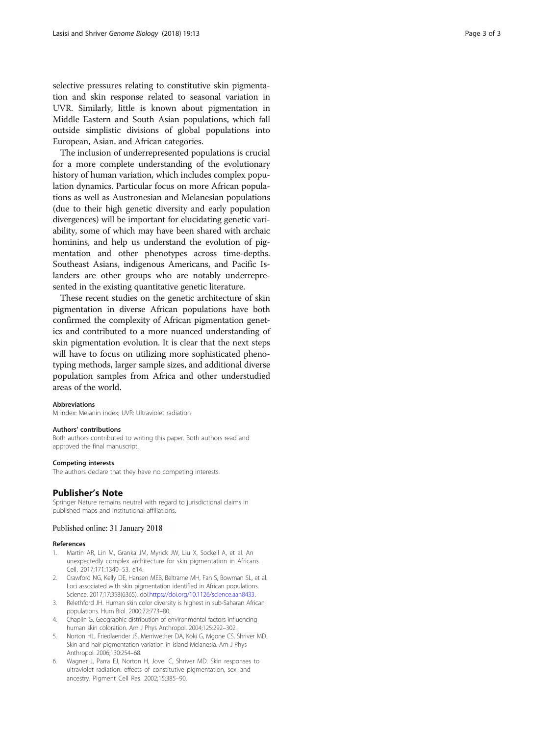selective pressures relating to constitutive skin pigmentation and skin response related to seasonal variation in UVR. Similarly, little is known about pigmentation in Middle Eastern and South Asian populations, which fall outside simplistic divisions of global populations into European, Asian, and African categories.

The inclusion of underrepresented populations is crucial for a more complete understanding of the evolutionary history of human variation, which includes complex population dynamics. Particular focus on more African populations as well as Austronesian and Melanesian populations (due to their high genetic diversity and early population divergences) will be important for elucidating genetic variability, some of which may have been shared with archaic hominins, and help us understand the evolution of pigmentation and other phenotypes across time-depths. Southeast Asians, indigenous Americans, and Pacific Islanders are other groups who are notably underrepresented in the existing quantitative genetic literature.

These recent studies on the genetic architecture of skin pigmentation in diverse African populations have both confirmed the complexity of African pigmentation genetics and contributed to a more nuanced understanding of skin pigmentation evolution. It is clear that the next steps will have to focus on utilizing more sophisticated phenotyping methods, larger sample sizes, and additional diverse population samples from Africa and other understudied areas of the world.

#### Abbreviations

M index: Melanin index; UVR: Ultraviolet radiation

#### Authors' contributions

Both authors contributed to writing this paper. Both authors read and approved the final manuscript.

#### Competing interests

The authors declare that they have no competing interests.

### Publisher's Note

Springer Nature remains neutral with regard to jurisdictional claims in published maps and institutional affiliations.

Published online: 31 January 2018

#### References

1. Martin AR, Lin M, Granka JM, Myrick JW, Liu X, Sockell A, et al. An unexpectedly complex architecture for skin pigmentation in Africans. Cell. 2017;171:1340–53. e14.
2. Crawford NG, Kelly DE, Hansen MEB, Beltrame MH, Fan S, Bowman SL, et al. Loci associated with skin pigmentation identified in African populations. Science. 2017;17:358(6365). doi:https://doi.org/10.1126/science.aan8433.
3. Relethford JH. Human skin color diversity is highest in sub-Saharan African populations. Hum Biol. 2000;72:773–80.
4. Chaplin G. Geographic distribution of environmental factors influencing human skin coloration. Am J Phys Anthropol. 2004;125:292–302.
5. Norton HL, Friedlaender JS, Merriwether DA, Koki G, Mgone CS, Shriver MD. Skin and hair pigmentation variation in island Melanesia. Am J Phys Anthropol. 2006;130:254–68.
6. Wagner J, Parra EJ, Norton H, Jovel C, Shriver MD. Skin responses to ultraviolet radiation: effects of constitutive pigmentation, sex, and ancestry. Pigment Cell Res. 2002;15:385–90.